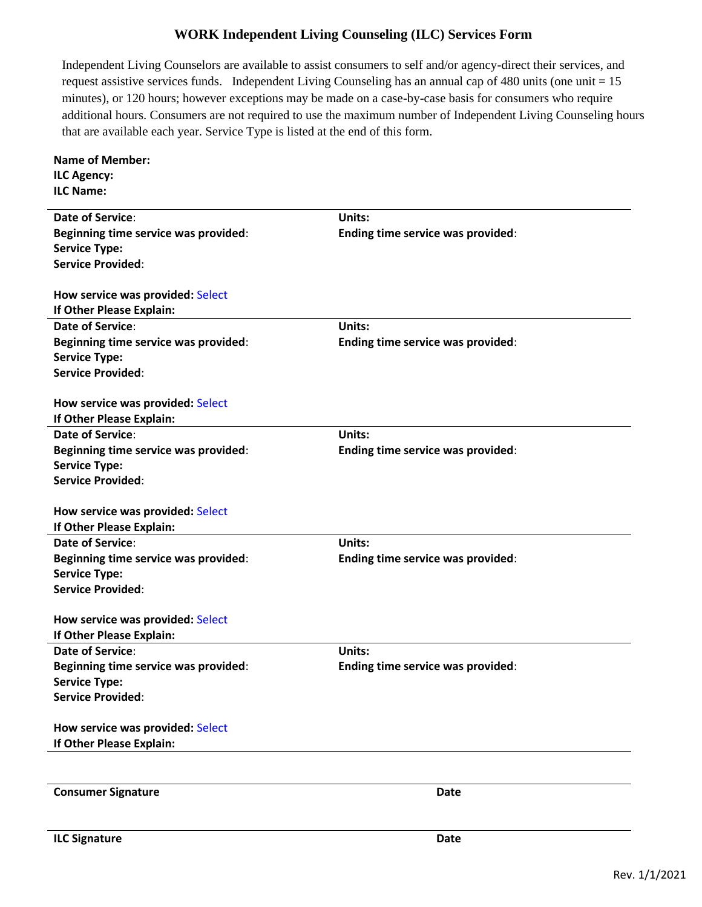# WORK Independent Living Counseling (ILC) Services Form

Independent Living Counselors are available to assist consumers to self and/or agency-direct their services, and request assistive services funds. Independent Living Counseling has an annual cap of 480 units (one unit = 15 minutes), or 120 hours; however exceptions may be made on a case-by-case basis for consumers who require additional hours. Consumers are not required to use the maximum number of Independent Living Counseling hours that are available each year. Service Type is listed at the end of this form.

**Name of Member:**
**ILC Agency:**
**ILC Name:**

---

**Date of Service**: **Units:**
**Beginning time service was provided**: **Ending time service was provided**:
**Service Type:**
**Service Provided**:

**How service was provided:** Select
**If Other Please Explain:**

---

**Date of Service**: **Units:**
**Beginning time service was provided**: **Ending time service was provided**:
**Service Type:**
**Service Provided**:

**How service was provided:** Select
**If Other Please Explain:**

---

**Date of Service**: **Units:**
**Beginning time service was provided**: **Ending time service was provided**:
**Service Type:**
**Service Provided**:

**How service was provided:** Select
**If Other Please Explain:**

---

**Date of Service**: **Units:**
**Beginning time service was provided**: **Ending time service was provided**:
**Service Type:**
**Service Provided**:

**How service was provided:** Select
**If Other Please Explain:**

---

**Date of Service**: **Units:**
**Beginning time service was provided**: **Ending time service was provided**:
**Service Type:**
**Service Provided**:

**How service was provided:** Select
**If Other Please Explain:**

---

**Consumer Signature** **Date**

**ILC Signature** **Date**

Rev. 1/1/2021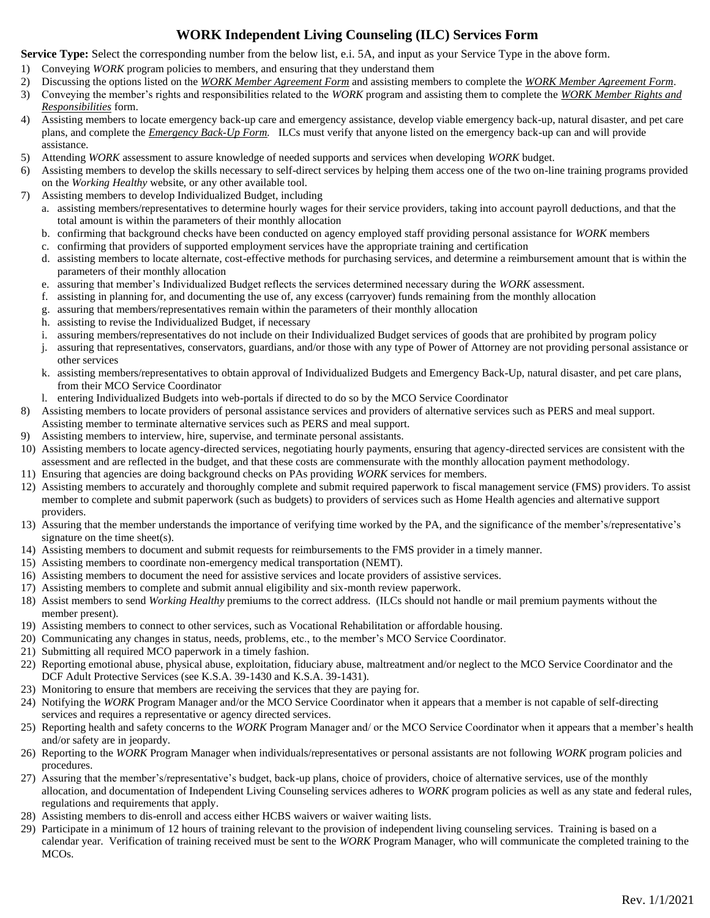# WORK Independent Living Counseling (ILC) Services Form

**Service Type:** Select the corresponding number from the below list, e.i. 5A, and input as your Service Type in the above form.

1) Conveying *WORK* program policies to members, and ensuring that they understand them
2) Discussing the options listed on the *WORK Member Agreement Form* and assisting members to complete the *WORK Member Agreement Form*.
3) Conveying the member's rights and responsibilities related to the *WORK* program and assisting them to complete the *WORK Member Rights and Responsibilities* form.
4) Assisting members to locate emergency back-up care and emergency assistance, develop viable emergency back-up, natural disaster, and pet care plans, and complete the *Emergency Back-Up Form.* ILCs must verify that anyone listed on the emergency back-up can and will provide assistance.
5) Attending *WORK* assessment to assure knowledge of needed supports and services when developing *WORK* budget.
6) Assisting members to develop the skills necessary to self-direct services by helping them access one of the two on-line training programs provided on the *Working Healthy* website, or any other available tool.
7) Assisting members to develop Individualized Budget, including
   a. assisting members/representatives to determine hourly wages for their service providers, taking into account payroll deductions, and that the total amount is within the parameters of their monthly allocation
   b. confirming that background checks have been conducted on agency employed staff providing personal assistance for *WORK* members
   c. confirming that providers of supported employment services have the appropriate training and certification
   d. assisting members to locate alternate, cost-effective methods for purchasing services, and determine a reimbursement amount that is within the parameters of their monthly allocation
   e. assuring that member's Individualized Budget reflects the services determined necessary during the *WORK* assessment.
   f. assisting in planning for, and documenting the use of, any excess (carryover) funds remaining from the monthly allocation
   g. assuring that members/representatives remain within the parameters of their monthly allocation
   h. assisting to revise the Individualized Budget, if necessary
   i. assuring members/representatives do not include on their Individualized Budget services of goods that are prohibited by program policy
   j. assuring that representatives, conservators, guardians, and/or those with any type of Power of Attorney are not providing personal assistance or other services
   k. assisting members/representatives to obtain approval of Individualized Budgets and Emergency Back-Up, natural disaster, and pet care plans, from their MCO Service Coordinator
   l. entering Individualized Budgets into web-portals if directed to do so by the MCO Service Coordinator
8) Assisting members to locate providers of personal assistance services and providers of alternative services such as PERS and meal support. Assisting member to terminate alternative services such as PERS and meal support.
9) Assisting members to interview, hire, supervise, and terminate personal assistants.
10) Assisting members to locate agency-directed services, negotiating hourly payments, ensuring that agency-directed services are consistent with the assessment and are reflected in the budget, and that these costs are commensurate with the monthly allocation payment methodology.
11) Ensuring that agencies are doing background checks on PAs providing *WORK* services for members.
12) Assisting members to accurately and thoroughly complete and submit required paperwork to fiscal management service (FMS) providers. To assist member to complete and submit paperwork (such as budgets) to providers of services such as Home Health agencies and alternative support providers.
13) Assuring that the member understands the importance of verifying time worked by the PA, and the significance of the member's/representative's signature on the time sheet(s).
14) Assisting members to document and submit requests for reimbursements to the FMS provider in a timely manner.
15) Assisting members to coordinate non-emergency medical transportation (NEMT).
16) Assisting members to document the need for assistive services and locate providers of assistive services.
17) Assisting members to complete and submit annual eligibility and six-month review paperwork.
18) Assist members to send *Working Healthy* premiums to the correct address. (ILCs should not handle or mail premium payments without the member present).
19) Assisting members to connect to other services, such as Vocational Rehabilitation or affordable housing.
20) Communicating any changes in status, needs, problems, etc., to the member's MCO Service Coordinator.
21) Submitting all required MCO paperwork in a timely fashion.
22) Reporting emotional abuse, physical abuse, exploitation, fiduciary abuse, maltreatment and/or neglect to the MCO Service Coordinator and the DCF Adult Protective Services (see K.S.A. 39-1430 and K.S.A. 39-1431).
23) Monitoring to ensure that members are receiving the services that they are paying for.
24) Notifying the *WORK* Program Manager and/or the MCO Service Coordinator when it appears that a member is not capable of self-directing services and requires a representative or agency directed services.
25) Reporting health and safety concerns to the *WORK* Program Manager and/ or the MCO Service Coordinator when it appears that a member's health and/or safety are in jeopardy.
26) Reporting to the *WORK* Program Manager when individuals/representatives or personal assistants are not following *WORK* program policies and procedures.
27) Assuring that the member's/representative's budget, back-up plans, choice of providers, choice of alternative services, use of the monthly allocation, and documentation of Independent Living Counseling services adheres to *WORK* program policies as well as any state and federal rules, regulations and requirements that apply.
28) Assisting members to dis-enroll and access either HCBS waivers or waiver waiting lists.
29) Participate in a minimum of 12 hours of training relevant to the provision of independent living counseling services. Training is based on a calendar year. Verification of training received must be sent to the *WORK* Program Manager, who will communicate the completed training to the MCOs.

Rev. 1/1/2021